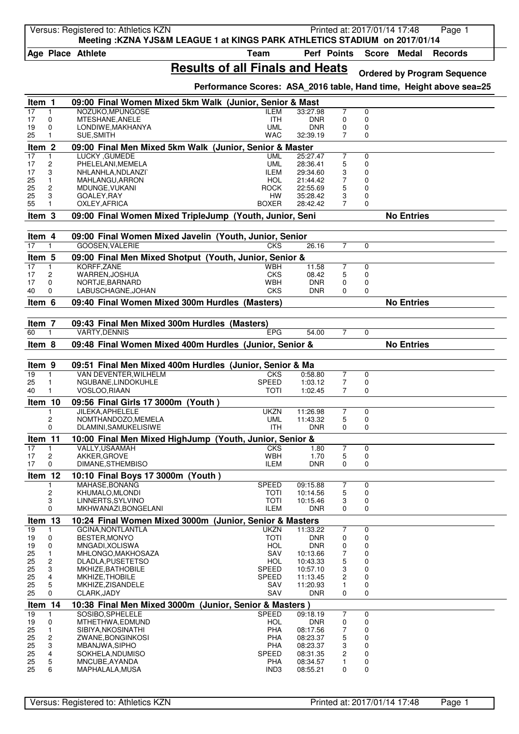Meeting :KZNA YJS&M LEAGUE 1 at KINGS PARK ATHLETICS STADIUM on 2017/01/14

# Results of all Finals and Heats

**Ordered by Program Sequence**

**Performance Scores: ASA_2016 table, Hand time, Height above sea=25**

## Item 1 — 09:00 Final Women Mixed 5km Walk (Junior, Senior & Mast

| Age | Place | Athlete | Team | Perf | Points | Score | Medal | Records |
|---|---|---|---|---|---|---|---|---|
| 17 | 1 | NOZUKO,MPUNGOSE | ILEM | 33:27.98 | 7 | 0 | | |
| 17 | 0 | MTESHANE,ANELE | ITH | DNR | 0 | 0 | | |
| 19 | 0 | LONDIWE,MAKHANYA | UML | DNR | 0 | 0 | | |
| 25 | 1 | SUE,SMITH | WAC | 32:39.19 | 7 | 0 | | |

## Item 2 — 09:00 Final Men Mixed 5km Walk (Junior, Senior & Master

| Age | Place | Athlete | Team | Perf | Points | Score | Medal | Records |
|---|---|---|---|---|---|---|---|---|
| 17 | 1 | LUCKY ,GUMEDE | UML | 25:27.47 | 7 | 0 | | |
| 17 | 2 | PHELELANI,MEMELA | UML | 28:36.41 | 5 | 0 | | |
| 17 | 3 | NHLANHLA,NDLANZI` | ILEM | 29:34.60 | 3 | 0 | | |
| 25 | 1 | MAHLANGU,ARRON | HOL | 21:44.42 | 7 | 0 | | |
| 25 | 2 | MDUNGE,VUKANI | ROCK | 22:55.69 | 5 | 0 | | |
| 25 | 3 | GOALEY,RAY | HW | 35:28.42 | 3 | 0 | | |
| 55 | 1 | OXLEY,AFRICA | BOXER | 28:42.42 | 7 | 0 | | |

## Item 3 — 09:00 Final Women Mixed TripleJump (Youth, Junior, Seni

No Entries

## Item 4 — 09:00 Final Women Mixed Javelin (Youth, Junior, Senior

| Age | Place | Athlete | Team | Perf | Points | Score | Medal | Records |
|---|---|---|---|---|---|---|---|---|
| 17 | 1 | GOOSEN,VALERIE | CKS | 26.16 | 7 | 0 | | |

## Item 5 — 09:00 Final Men Mixed Shotput (Youth, Junior, Senior &

| Age | Place | Athlete | Team | Perf | Points | Score | Medal | Records |
|---|---|---|---|---|---|---|---|---|
| 17 | 1 | KORFF,ZANE | WBH | 11.58 | 7 | 0 | | |
| 17 | 2 | WARREN,JOSHUA | CKS | 08.42 | 5 | 0 | | |
| 17 | 0 | NORTJE,BARNARD | WBH | DNR | 0 | 0 | | |
| 40 | 0 | LABUSCHAGNE,JOHAN | CKS | DNR | 0 | 0 | | |

## Item 6 — 09:40 Final Women Mixed 300m Hurdles (Masters)

No Entries

## Item 7 — 09:43 Final Men Mixed 300m Hurdles (Masters)

| Age | Place | Athlete | Team | Perf | Points | Score | Medal | Records |
|---|---|---|---|---|---|---|---|---|
| 60 | 1 | VARTY,DENNIS | EPG | 54.00 | 7 | 0 | | |

## Item 8 — 09:48 Final Women Mixed 400m Hurdles (Junior, Senior &

No Entries

## Item 9 — 09:51 Final Men Mixed 400m Hurdles (Junior, Senior & Ma

| Age | Place | Athlete | Team | Perf | Points | Score | Medal | Records |
|---|---|---|---|---|---|---|---|---|
| 19 | 1 | VAN DEVENTER,WILHELM | CKS | 0:58.80 | 7 | 0 | | |
| 25 | 1 | NGUBANE,LINDOKUHLE | SPEED | 1:03.12 | 7 | 0 | | |
| 40 | 1 | VOSLOO,RIAAN | TOTI | 1:02.45 | 7 | 0 | | |

## Item 10 — 09:56 Final Girls 17 3000m (Youth )

| Age | Place | Athlete | Team | Perf | Points | Score | Medal | Records |
|---|---|---|---|---|---|---|---|---|
| | 1 | JILEKA,APHELELE | UKZN | 11:26.98 | 7 | 0 | | |
| | 2 | NOMTHANDOZO,MEMELA | UML | 11:43.32 | 5 | 0 | | |
| | 0 | DLAMINI,SAMUKELISIWE | ITH | DNR | 0 | 0 | | |

## Item 11 — 10:00 Final Men Mixed HighJump (Youth, Junior, Senior &

| Age | Place | Athlete | Team | Perf | Points | Score | Medal | Records |
|---|---|---|---|---|---|---|---|---|
| 17 | 1 | VALLY,USAAMAH | CKS | 1.80 | 7 | 0 | | |
| 17 | 2 | AKKER,GROVE | WBH | 1.70 | 5 | 0 | | |
| 17 | 0 | DIMANE,STHEMBISO | ILEM | DNR | 0 | 0 | | |

## Item 12 — 10:10 Final Boys 17 3000m (Youth )

| Age | Place | Athlete | Team | Perf | Points | Score | Medal | Records |
|---|---|---|---|---|---|---|---|---|
| | 1 | MAHASE,BONANG | SPEED | 09:15.88 | 7 | 0 | | |
| | 2 | KHUMALO,MLONDI | TOTI | 10:14.56 | 5 | 0 | | |
| | 3 | LINNERTS,SYLVINO | TOTI | 10:15.46 | 3 | 0 | | |
| | 0 | MKHWANAZI,BONGELANI | ILEM | DNR | 0 | 0 | | |

## Item 13 — 10:24 Final Women Mixed 3000m (Junior, Senior & Masters

| Age | Place | Athlete | Team | Perf | Points | Score | Medal | Records |
|---|---|---|---|---|---|---|---|---|
| 19 | 1 | GCINA,NONTLANTLA | UKZN | 11:33.22 | 7 | 0 | | |
| 19 | 0 | BESTER,MONYO | TOTI | DNR | 0 | 0 | | |
| 19 | 0 | MNGADI,XOLISWA | HOL | DNR | 0 | 0 | | |
| 25 | 1 | MHLONGO,MAKHOSAZA | SAV | 10:13.66 | 7 | 0 | | |
| 25 | 2 | DLADLA,PUSETETSO | HOL | 10:43.33 | 5 | 0 | | |
| 25 | 3 | MKHIZE,BATHOBILE | SPEED | 10:57.10 | 3 | 0 | | |
| 25 | 4 | MKHIZE,THOBILE | SPEED | 11:13.45 | 2 | 0 | | |
| 25 | 5 | MKHIZE,ZISANDELE | SAV | 11:20.93 | 1 | 0 | | |
| 25 | 0 | CLARK,JADY | SAV | DNR | 0 | 0 | | |

## Item 14 — 10:38 Final Men Mixed 3000m (Junior, Senior & Masters )

| Age | Place | Athlete | Team | Perf | Points | Score | Medal | Records |
|---|---|---|---|---|---|---|---|---|
| 19 | 1 | SOSIBO,SPHELELE | SPEED | 09:18.19 | 7 | 0 | | |
| 19 | 0 | MTHETHWA,EDMUND | HOL | DNR | 0 | 0 | | |
| 25 | 1 | SIBIYA,NKOSINATHI | PHA | 08:17.56 | 7 | 0 | | |
| 25 | 2 | ZWANE,BONGINKOSI | PHA | 08:23.37 | 5 | 0 | | |
| 25 | 3 | MBANJWA,SIPHO | PHA | 08:23.37 | 3 | 0 | | |
| 25 | 4 | SOKHELA,NDUMISO | SPEED | 08:31.35 | 2 | 0 | | |
| 25 | 5 | MNCUBE,AYANDA | PHA | 08:34.57 | 1 | 0 | | |
| 25 | 6 | MAPHALALA,MUSA | IND3 | 08:55.21 | 0 | 0 | | |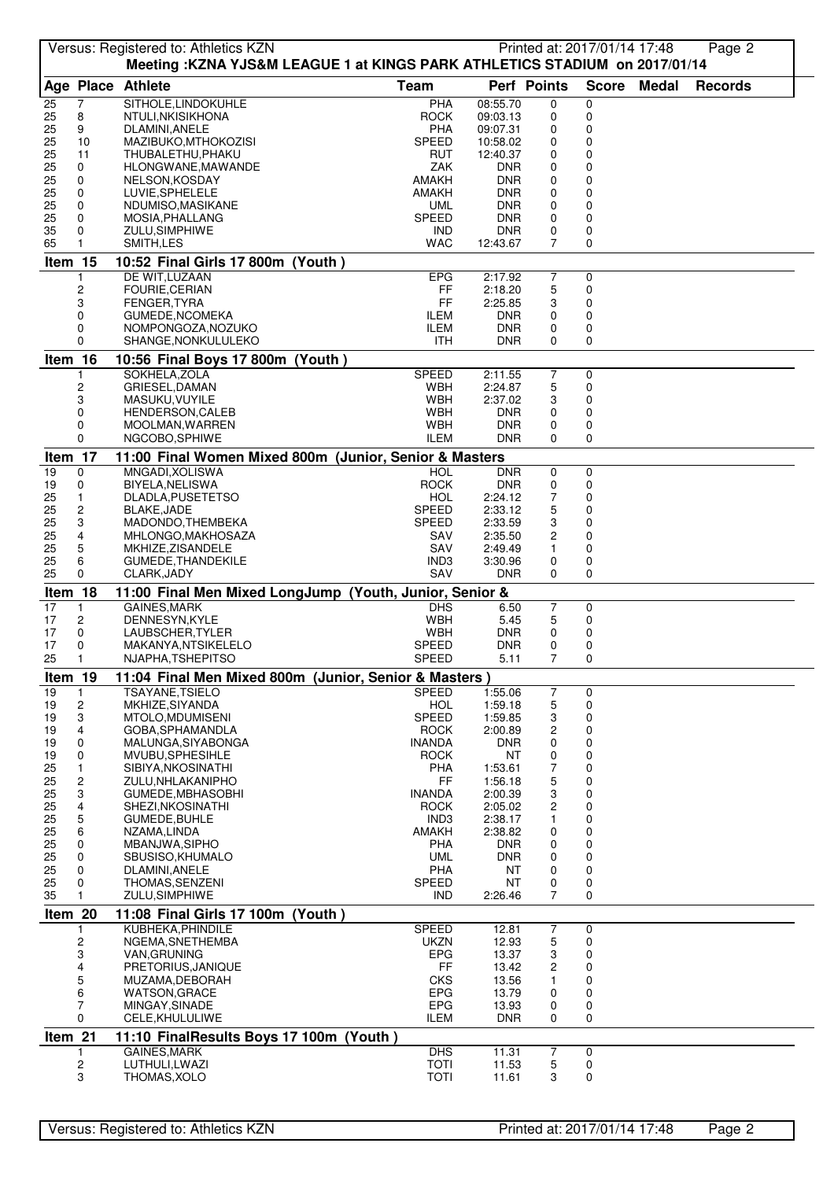Meeting :KZNA YJS&M LEAGUE 1 at KINGS PARK ATHLETICS STADIUM on 2017/01/14

| Age | Place | Athlete | Team | Perf | Points | Score | Medal | Records |
|---|---|---|---|---|---|---|---|---|
| 25 | 7 | SITHOLE,LINDOKUHLE | PHA | 08:55.70 | 0 | 0 | | |
| 25 | 8 | NTULI,NKISIKHONA | ROCK | 09:03.13 | 0 | 0 | | |
| 25 | 9 | DLAMINI,ANELE | PHA | 09:07.31 | 0 | 0 | | |
| 25 | 10 | MAZIBUKO,MTHOKOZISI | SPEED | 10:58.02 | 0 | 0 | | |
| 25 | 11 | THUBALETHU,PHAKU | RUT | 12:40.37 | 0 | 0 | | |
| 25 | 0 | HLONGWANE,MAWANDE | ZAK | DNR | 0 | 0 | | |
| 25 | 0 | NELSON,KOSDAY | AMAKH | DNR | 0 | 0 | | |
| 25 | 0 | LUVIE,SPHELELE | AMAKH | DNR | 0 | 0 | | |
| 25 | 0 | NDUMISO,MASIKANE | UML | DNR | 0 | 0 | | |
| 25 | 0 | MOSIA,PHALLANG | SPEED | DNR | 0 | 0 | | |
| 35 | 0 | ZULU,SIMPHIWE | IND | DNR | 0 | 0 | | |
| 65 | 1 | SMITH,LES | WAC | 12:43.67 | 7 | 0 | | |

**Item 15 — 10:52 Final Girls 17 800m (Youth)**

| Age | Place | Athlete | Team | Perf | Points | Score | Medal | Records |
|---|---|---|---|---|---|---|---|---|
| | 1 | DE WIT,LUZAAN | EPG | 2:17.92 | 7 | 0 | | |
| | 2 | FOURIE,CERIAN | FF | 2:18.20 | 5 | 0 | | |
| | 3 | FENGER,TYRA | FF | 2:25.85 | 3 | 0 | | |
| | 0 | GUMEDE,NCOMEKA | ILEM | DNR | 0 | 0 | | |
| | 0 | NOMPONGOZA,NOZUKO | ILEM | DNR | 0 | 0 | | |
| | 0 | SHANGE,NONKULULEKO | ITH | DNR | 0 | 0 | | |

**Item 16 — 10:56 Final Boys 17 800m (Youth)**

| Age | Place | Athlete | Team | Perf | Points | Score | Medal | Records |
|---|---|---|---|---|---|---|---|---|
| | 1 | SOKHELA,ZOLA | SPEED | 2:11.55 | 7 | 0 | | |
| | 2 | GRIESEL,DAMAN | WBH | 2:24.87 | 5 | 0 | | |
| | 3 | MASUKU,VUYILE | WBH | 2:37.02 | 3 | 0 | | |
| | 0 | HENDERSON,CALEB | WBH | DNR | 0 | 0 | | |
| | 0 | MOOLMAN,WARREN | WBH | DNR | 0 | 0 | | |
| | 0 | NGCOBO,SPHIWE | ILEM | DNR | 0 | 0 | | |

**Item 17 — 11:00 Final Women Mixed 800m (Junior, Senior & Masters**

| Age | Place | Athlete | Team | Perf | Points | Score | Medal | Records |
|---|---|---|---|---|---|---|---|---|
| 19 | 0 | MNGADI,XOLISWA | HOL | DNR | 0 | 0 | | |
| 19 | 0 | BIYELA,NELISWA | ROCK | DNR | 0 | 0 | | |
| 25 | 1 | DLADLA,PUSETETSO | HOL | 2:24.12 | 7 | 0 | | |
| 25 | 2 | BLAKE,JADE | SPEED | 2:33.12 | 5 | 0 | | |
| 25 | 3 | MADONDO,THEMBEKA | SPEED | 2:33.59 | 3 | 0 | | |
| 25 | 4 | MHLONGO,MAKHOSAZA | SAV | 2:35.50 | 2 | 0 | | |
| 25 | 5 | MKHIZE,ZISANDELE | SAV | 2:49.49 | 1 | 0 | | |
| 25 | 6 | GUMEDE,THANDEKILE | IND3 | 3:30.96 | 0 | 0 | | |
| 25 | 0 | CLARK,JADY | SAV | DNR | 0 | 0 | | |

**Item 18 — 11:00 Final Men Mixed LongJump (Youth, Junior, Senior &**

| Age | Place | Athlete | Team | Perf | Points | Score | Medal | Records |
|---|---|---|---|---|---|---|---|---|
| 17 | 1 | GAINES,MARK | DHS | 6.50 | 7 | 0 | | |
| 17 | 2 | DENNESYN,KYLE | WBH | 5.45 | 5 | 0 | | |
| 17 | 0 | LAUBSCHER,TYLER | WBH | DNR | 0 | 0 | | |
| 17 | 0 | MAKANYA,NTSIKELELO | SPEED | DNR | 0 | 0 | | |
| 25 | 1 | NJAPHA,TSHEPITSO | SPEED | 5.11 | 7 | 0 | | |

**Item 19 — 11:04 Final Men Mixed 800m (Junior, Senior & Masters)**

| Age | Place | Athlete | Team | Perf | Points | Score | Medal | Records |
|---|---|---|---|---|---|---|---|---|
| 19 | 1 | TSAYANE,TSIELO | SPEED | 1:55.06 | 7 | 0 | | |
| 19 | 2 | MKHIZE,SIYANDA | HOL | 1:59.18 | 5 | 0 | | |
| 19 | 3 | MTOLO,MDUMISENI | SPEED | 1:59.85 | 3 | 0 | | |
| 19 | 4 | GOBA,SPHAMANDLA | ROCK | 2:00.89 | 2 | 0 | | |
| 19 | 0 | MALUNGA,SIYABONGA | INANDA | DNR | 0 | 0 | | |
| 19 | 0 | MVUBU,SPHESIHLE | ROCK | NT | 0 | 0 | | |
| 25 | 1 | SIBIYA,NKOSINATHI | PHA | 1:53.61 | 7 | 0 | | |
| 25 | 2 | ZULU,NHLAKANIPHO | FF | 1:56.18 | 5 | 0 | | |
| 25 | 3 | GUMEDE,MBHASOBHI | INANDA | 2:00.39 | 3 | 0 | | |
| 25 | 4 | SHEZI,NKOSINATHI | ROCK | 2:05.02 | 2 | 0 | | |
| 25 | 5 | GUMEDE,BUHLE | IND3 | 2:38.17 | 1 | 0 | | |
| 25 | 6 | NZAMA,LINDA | AMAKH | 2:38.82 | 0 | 0 | | |
| 25 | 0 | MBANJWA,SIPHO | PHA | DNR | 0 | 0 | | |
| 25 | 0 | SBUSISO,KHUMALO | UML | DNR | 0 | 0 | | |
| 25 | 0 | DLAMINI,ANELE | PHA | NT | 0 | 0 | | |
| 25 | 0 | THOMAS,SENZENI | SPEED | NT | 0 | 0 | | |
| 35 | 1 | ZULU,SIMPHIWE | IND | 2:26.46 | 7 | 0 | | |

**Item 20 — 11:08 Final Girls 17 100m (Youth)**

| Age | Place | Athlete | Team | Perf | Points | Score | Medal | Records |
|---|---|---|---|---|---|---|---|---|
| | 1 | KUBHEKA,PHINDILE | SPEED | 12.81 | 7 | 0 | | |
| | 2 | NGEMA,SNETHEMBA | UKZN | 12.93 | 5 | 0 | | |
| | 3 | VAN,GRUNING | EPG | 13.37 | 3 | 0 | | |
| | 4 | PRETORIUS,JANIQUE | FF | 13.42 | 2 | 0 | | |
| | 5 | MUZAMA,DEBORAH | CKS | 13.56 | 1 | 0 | | |
| | 6 | WATSON,GRACE | EPG | 13.79 | 0 | 0 | | |
| | 7 | MINGAY,SINADE | EPG | 13.93 | 0 | 0 | | |
| | 0 | CELE,KHULULIWE | ILEM | DNR | 0 | 0 | | |

**Item 21 — 11:10 FinalResults Boys 17 100m (Youth)**

| Age | Place | Athlete | Team | Perf | Points | Score | Medal | Records |
|---|---|---|---|---|---|---|---|---|
| | 1 | GAINES,MARK | DHS | 11.31 | 7 | 0 | | |
| | 2 | LUTHULI,LWAZI | TOTI | 11.53 | 5 | 0 | | |
| | 3 | THOMAS,XOLO | TOTI | 11.61 | 3 | 0 | | |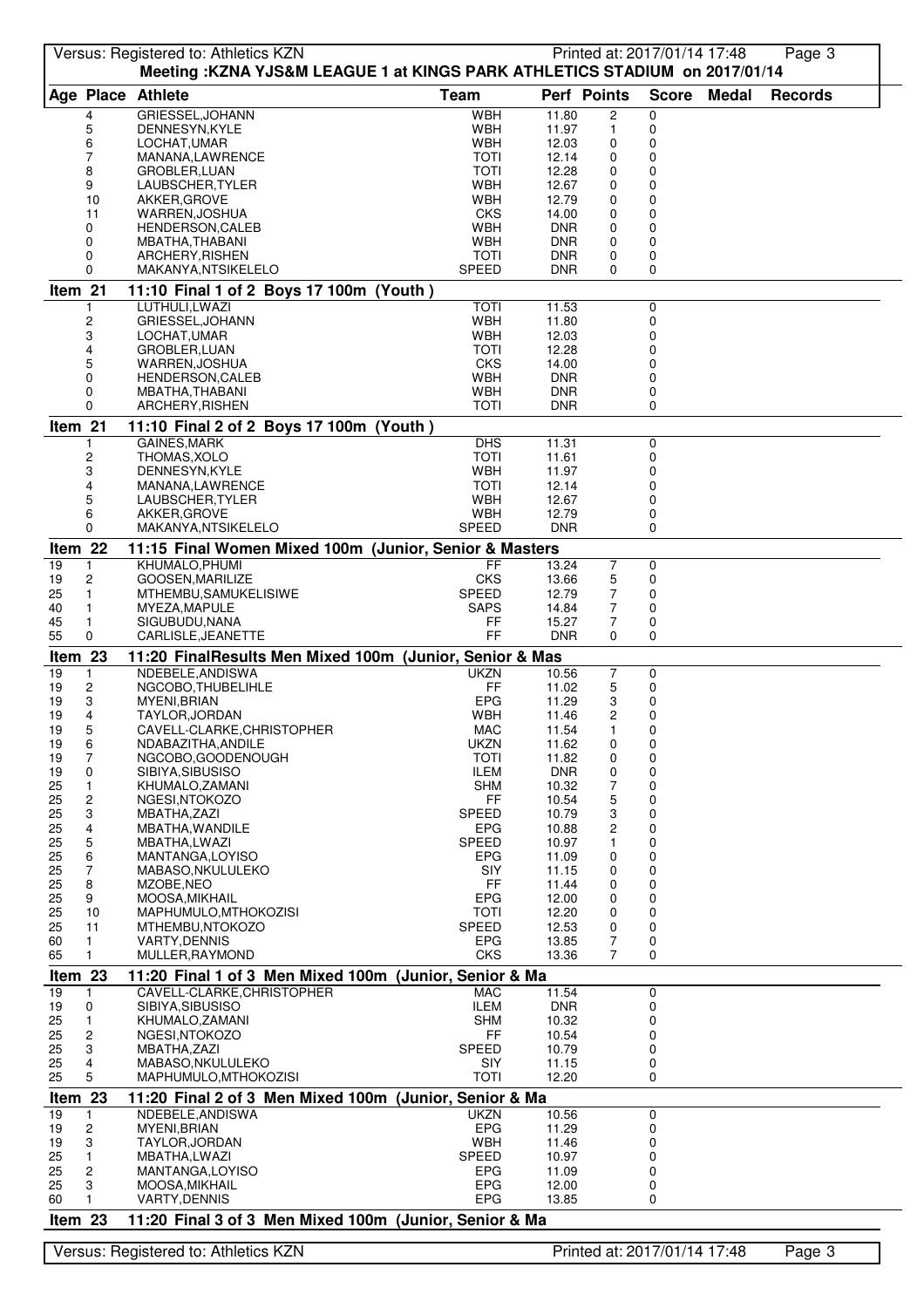Meeting :KZNA YJS&M LEAGUE 1 at KINGS PARK ATHLETICS STADIUM on 2017/01/14

| Age | Place | Athlete | Team | Perf | Points | Score | Medal | Records |
|---|---|---|---|---|---|---|---|---|
| | 4 | GRIESSEL,JOHANN | WBH | 11.80 | 2 | 0 | | |
| | 5 | DENNESYN,KYLE | WBH | 11.97 | 1 | 0 | | |
| | 6 | LOCHAT,UMAR | WBH | 12.03 | 0 | 0 | | |
| | 7 | MANANA,LAWRENCE | TOTI | 12.14 | 0 | 0 | | |
| | 8 | GROBLER,LUAN | TOTI | 12.28 | 0 | 0 | | |
| | 9 | LAUBSCHER,TYLER | WBH | 12.67 | 0 | 0 | | |
| | 10 | AKKER,GROVE | WBH | 12.79 | 0 | 0 | | |
| | 11 | WARREN,JOSHUA | CKS | 14.00 | 0 | 0 | | |
| | 0 | HENDERSON,CALEB | WBH | DNR | 0 | 0 | | |
| | 0 | MBATHA,THABANI | WBH | DNR | 0 | 0 | | |
| | 0 | ARCHERY,RISHEN | TOTI | DNR | 0 | 0 | | |
| | 0 | MAKANYA,NTSIKELELO | SPEED | DNR | 0 | 0 | | |

## Item 21 11:10 Final 1 of 2 Boys 17 100m (Youth )

| Age | Place | Athlete | Team | Perf | Points | Score | Medal | Records |
|---|---|---|---|---|---|---|---|---|
| | 1 | LUTHULI,LWAZI | TOTI | 11.53 | | 0 | | |
| | 2 | GRIESSEL,JOHANN | WBH | 11.80 | | 0 | | |
| | 3 | LOCHAT,UMAR | WBH | 12.03 | | 0 | | |
| | 4 | GROBLER,LUAN | TOTI | 12.28 | | 0 | | |
| | 5 | WARREN,JOSHUA | CKS | 14.00 | | 0 | | |
| | 0 | HENDERSON,CALEB | WBH | DNR | | 0 | | |
| | 0 | MBATHA,THABANI | WBH | DNR | | 0 | | |
| | 0 | ARCHERY,RISHEN | TOTI | DNR | | 0 | | |

## Item 21 11:10 Final 2 of 2 Boys 17 100m (Youth )

| Age | Place | Athlete | Team | Perf | Points | Score | Medal | Records |
|---|---|---|---|---|---|---|---|---|
| | 1 | GAINES,MARK | DHS | 11.31 | | 0 | | |
| | 2 | THOMAS,XOLO | TOTI | 11.61 | | 0 | | |
| | 3 | DENNESYN,KYLE | WBH | 11.97 | | 0 | | |
| | 4 | MANANA,LAWRENCE | TOTI | 12.14 | | 0 | | |
| | 5 | LAUBSCHER,TYLER | WBH | 12.67 | | 0 | | |
| | 6 | AKKER,GROVE | WBH | 12.79 | | 0 | | |
| | 0 | MAKANYA,NTSIKELELO | SPEED | DNR | | 0 | | |

## Item 22 11:15 Final Women Mixed 100m (Junior, Senior & Masters

| Age | Place | Athlete | Team | Perf | Points | Score | Medal | Records |
|---|---|---|---|---|---|---|---|---|
| 19 | 1 | KHUMALO,PHUMI | FF | 13.24 | 7 | 0 | | |
| 19 | 2 | GOOSEN,MARILIZE | CKS | 13.66 | 5 | 0 | | |
| 25 | 1 | MTHEMBU,SAMUKELISIWE | SPEED | 12.79 | 7 | 0 | | |
| 40 | 1 | MYEZA,MAPULE | SAPS | 14.84 | 7 | 0 | | |
| 45 | 1 | SIGUBUDU,NANA | FF | 15.27 | 7 | 0 | | |
| 55 | 0 | CARLISLE,JEANETTE | FF | DNR | 0 | 0 | | |

## Item 23 11:20 FinalResults Men Mixed 100m (Junior, Senior & Mas

| Age | Place | Athlete | Team | Perf | Points | Score | Medal | Records |
|---|---|---|---|---|---|---|---|---|
| 19 | 1 | NDEBELE,ANDISWA | UKZN | 10.56 | 7 | 0 | | |
| 19 | 2 | NGCOBO,THUBELIHLE | FF | 11.02 | 5 | 0 | | |
| 19 | 3 | MYENI,BRIAN | EPG | 11.29 | 3 | 0 | | |
| 19 | 4 | TAYLOR,JORDAN | WBH | 11.46 | 2 | 0 | | |
| 19 | 5 | CAVELL-CLARKE,CHRISTOPHER | MAC | 11.54 | 1 | 0 | | |
| 19 | 6 | NDABAZITHA,ANDILE | UKZN | 11.62 | 0 | 0 | | |
| 19 | 7 | NGCOBO,GOODENOUGH | TOTI | 11.82 | 0 | 0 | | |
| 19 | 0 | SIBIYA,SIBUSISO | ILEM | DNR | 0 | 0 | | |
| 25 | 1 | KHUMALO,ZAMANI | SHM | 10.32 | 7 | 0 | | |
| 25 | 2 | NGESI,NTOKOZO | FF | 10.54 | 5 | 0 | | |
| 25 | 3 | MBATHA,ZAZI | SPEED | 10.79 | 3 | 0 | | |
| 25 | 4 | MBATHA,WANDILE | EPG | 10.88 | 2 | 0 | | |
| 25 | 5 | MBATHA,LWAZI | SPEED | 10.97 | 1 | 0 | | |
| 25 | 6 | MANTANGA,LOYISO | EPG | 11.09 | 0 | 0 | | |
| 25 | 7 | MABASO,NKULULEKO | SIY | 11.15 | 0 | 0 | | |
| 25 | 8 | MZOBE,NEO | FF | 11.44 | 0 | 0 | | |
| 25 | 9 | MOOSA,MIKHAIL | EPG | 12.00 | 0 | 0 | | |
| 25 | 10 | MAPHUMULO,MTHOKOZISI | TOTI | 12.20 | 0 | 0 | | |
| 25 | 11 | MTHEMBU,NTOKOZO | SPEED | 12.53 | 0 | 0 | | |
| 60 | 1 | VARTY,DENNIS | EPG | 13.85 | 7 | 0 | | |
| 65 | 1 | MULLER,RAYMOND | CKS | 13.36 | 7 | 0 | | |

## Item 23 11:20 Final 1 of 3 Men Mixed 100m (Junior, Senior & Ma

| Age | Place | Athlete | Team | Perf | Points | Score | Medal | Records |
|---|---|---|---|---|---|---|---|---|
| 19 | 1 | CAVELL-CLARKE,CHRISTOPHER | MAC | 11.54 | | 0 | | |
| 19 | 0 | SIBIYA,SIBUSISO | ILEM | DNR | | 0 | | |
| 25 | 1 | KHUMALO,ZAMANI | SHM | 10.32 | | 0 | | |
| 25 | 2 | NGESI,NTOKOZO | FF | 10.54 | | 0 | | |
| 25 | 3 | MBATHA,ZAZI | SPEED | 10.79 | | 0 | | |
| 25 | 4 | MABASO,NKULULEKO | SIY | 11.15 | | 0 | | |
| 25 | 5 | MAPHUMULO,MTHOKOZISI | TOTI | 12.20 | | 0 | | |

## Item 23 11:20 Final 2 of 3 Men Mixed 100m (Junior, Senior & Ma

| Age | Place | Athlete | Team | Perf | Points | Score | Medal | Records |
|---|---|---|---|---|---|---|---|---|
| 19 | 1 | NDEBELE,ANDISWA | UKZN | 10.56 | | 0 | | |
| 19 | 2 | MYENI,BRIAN | EPG | 11.29 | | 0 | | |
| 19 | 3 | TAYLOR,JORDAN | WBH | 11.46 | | 0 | | |
| 25 | 1 | MBATHA,LWAZI | SPEED | 10.97 | | 0 | | |
| 25 | 2 | MANTANGA,LOYISO | EPG | 11.09 | | 0 | | |
| 25 | 3 | MOOSA,MIKHAIL | EPG | 12.00 | | 0 | | |
| 60 | 1 | VARTY,DENNIS | EPG | 13.85 | | 0 | | |

## Item 23 11:20 Final 3 of 3 Men Mixed 100m (Junior, Senior & Ma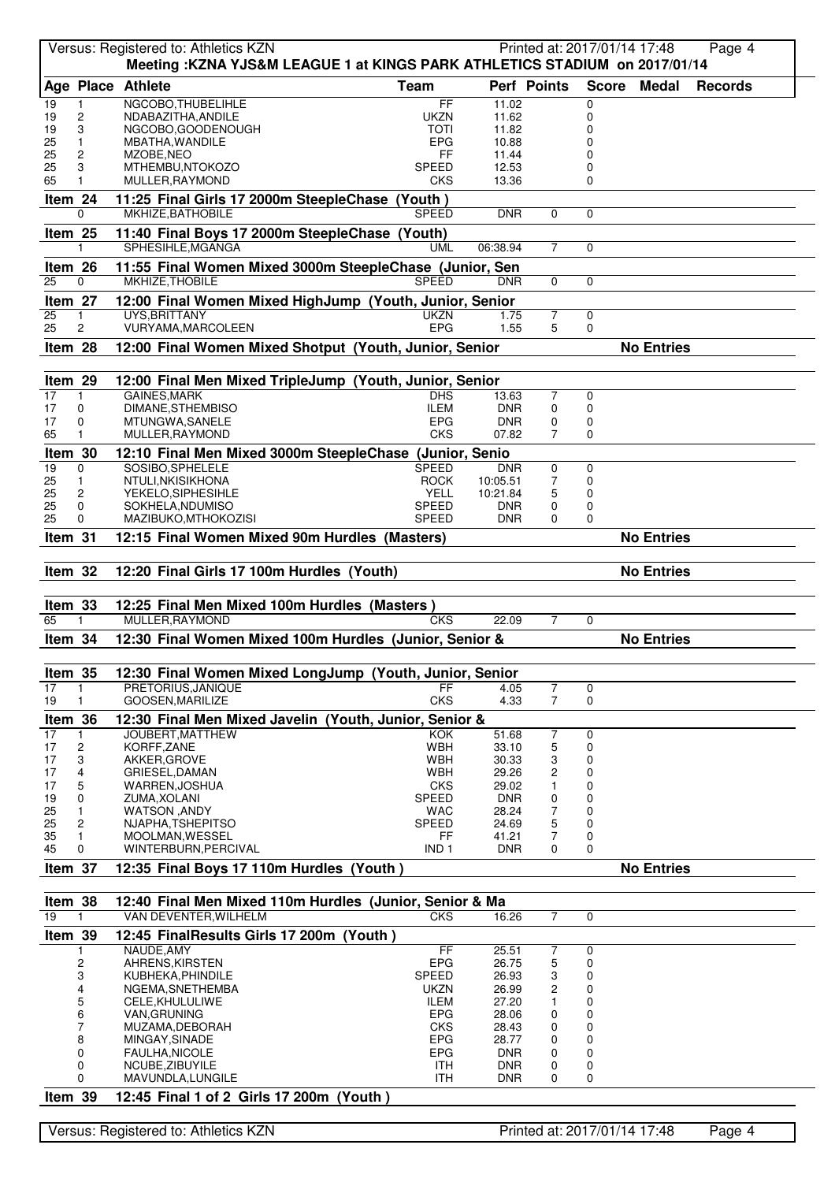Meeting :KZNA YJS&M LEAGUE 1 at KINGS PARK ATHLETICS STADIUM on 2017/01/14

| Age | Place | Athlete | Team | Perf | Points | Score | Medal | Records |
|---|---|---|---|---|---|---|---|---|
| 19 | 1 | NGCOBO,THUBELIHLE | FF | 11.02 | | 0 | | |
| 19 | 2 | NDABAZITHA,ANDILE | UKZN | 11.62 | | 0 | | |
| 19 | 3 | NGCOBO,GOODENOUGH | TOTI | 11.82 | | 0 | | |
| 25 | 1 | MBATHA,WANDILE | EPG | 10.88 | | 0 | | |
| 25 | 2 | MZOBE,NEO | FF | 11.44 | | 0 | | |
| 25 | 3 | MTHEMBU,NTOKOZO | SPEED | 12.53 | | 0 | | |
| 65 | 1 | MULLER,RAYMOND | CKS | 13.36 | | 0 | | |

**Item 24 — 11:25 Final Girls 17 2000m SteepleChase (Youth )**

| Age | Place | Athlete | Team | Perf | Points | Score |
|---|---|---|---|---|---|---|
| | 0 | MKHIZE,BATHOBILE | SPEED | DNR | 0 | 0 |

**Item 25 — 11:40 Final Boys 17 2000m SteepleChase (Youth)**

| Age | Place | Athlete | Team | Perf | Points | Score |
|---|---|---|---|---|---|---|
| | 1 | SPHESIHLE,MGANGA | UML | 06:38.94 | 7 | 0 |

**Item 26 — 11:55 Final Women Mixed 3000m SteepleChase (Junior, Sen**

| Age | Place | Athlete | Team | Perf | Points | Score |
|---|---|---|---|---|---|---|
| 25 | 0 | MKHIZE,THOBILE | SPEED | DNR | 0 | 0 |

**Item 27 — 12:00 Final Women Mixed HighJump (Youth, Junior, Senior**

| Age | Place | Athlete | Team | Perf | Points | Score |
|---|---|---|---|---|---|---|
| 25 | 1 | UYS,BRITTANY | UKZN | 1.75 | 7 | 0 |
| 25 | 2 | VURYAMA,MARCOLEEN | EPG | 1.55 | 5 | 0 |

**Item 28 — 12:00 Final Women Mixed Shotput (Youth, Junior, Senior** — No Entries

**Item 29 — 12:00 Final Men Mixed TripleJump (Youth, Junior, Senior**

| Age | Place | Athlete | Team | Perf | Points | Score |
|---|---|---|---|---|---|---|
| 17 | 1 | GAINES,MARK | DHS | 13.63 | 7 | 0 |
| 17 | 0 | DIMANE,STHEMBISO | ILEM | DNR | 0 | 0 |
| 17 | 0 | MTUNGWA,SANELE | EPG | DNR | 0 | 0 |
| 65 | 1 | MULLER,RAYMOND | CKS | 07.82 | 7 | 0 |

**Item 30 — 12:10 Final Men Mixed 3000m SteepleChase (Junior, Senio**

| Age | Place | Athlete | Team | Perf | Points | Score |
|---|---|---|---|---|---|---|
| 19 | 0 | SOSIBO,SPHELELE | SPEED | DNR | 0 | 0 |
| 25 | 1 | NTULI,NKISIKHONA | ROCK | 10:05.51 | 7 | 0 |
| 25 | 2 | YEKELO,SIPHESIHLE | YELL | 10:21.84 | 5 | 0 |
| 25 | 0 | SOKHELA,NDUMISO | SPEED | DNR | 0 | 0 |
| 25 | 0 | MAZIBUKO,MTHOKOZISI | SPEED | DNR | 0 | 0 |

**Item 31 — 12:15 Final Women Mixed 90m Hurdles (Masters)** — No Entries

**Item 32 — 12:20 Final Girls 17 100m Hurdles (Youth)** — No Entries

**Item 33 — 12:25 Final Men Mixed 100m Hurdles (Masters )**

| Age | Place | Athlete | Team | Perf | Points | Score |
|---|---|---|---|---|---|---|
| 65 | 1 | MULLER,RAYMOND | CKS | 22.09 | 7 | 0 |

**Item 34 — 12:30 Final Women Mixed 100m Hurdles (Junior, Senior &** — No Entries

**Item 35 — 12:30 Final Women Mixed LongJump (Youth, Junior, Senior**

| Age | Place | Athlete | Team | Perf | Points | Score |
|---|---|---|---|---|---|---|
| 17 | 1 | PRETORIUS,JANIQUE | FF | 4.05 | 7 | 0 |
| 19 | 1 | GOOSEN,MARILIZE | CKS | 4.33 | 7 | 0 |

**Item 36 — 12:30 Final Men Mixed Javelin (Youth, Junior, Senior &**

| Age | Place | Athlete | Team | Perf | Points | Score |
|---|---|---|---|---|---|---|
| 17 | 1 | JOUBERT,MATTHEW | KOK | 51.68 | 7 | 0 |
| 17 | 2 | KORFF,ZANE | WBH | 33.10 | 5 | 0 |
| 17 | 3 | AKKER,GROVE | WBH | 30.33 | 3 | 0 |
| 17 | 4 | GRIESEL,DAMAN | WBH | 29.26 | 2 | 0 |
| 17 | 5 | WARREN,JOSHUA | CKS | 29.02 | 1 | 0 |
| 19 | 0 | ZUMA,XOLANI | SPEED | DNR | 0 | 0 |
| 25 | 1 | WATSON ,ANDY | WAC | 28.24 | 7 | 0 |
| 25 | 2 | NJAPHA,TSHEPITSO | SPEED | 24.69 | 5 | 0 |
| 35 | 1 | MOOLMAN,WESSEL | FF | 41.21 | 7 | 0 |
| 45 | 0 | WINTERBURN,PERCIVAL | IND 1 | DNR | 0 | 0 |

**Item 37 — 12:35 Final Boys 17 110m Hurdles (Youth )** — No Entries

**Item 38 — 12:40 Final Men Mixed 110m Hurdles (Junior, Senior & Ma**

| Age | Place | Athlete | Team | Perf | Points | Score |
|---|---|---|---|---|---|---|
| 19 | 1 | VAN DEVENTER,WILHELM | CKS | 16.26 | 7 | 0 |

**Item 39 — 12:45 FinalResults Girls 17 200m (Youth )**

| Age | Place | Athlete | Team | Perf | Points | Score |
|---|---|---|---|---|---|---|
| | 1 | NAUDE,AMY | FF | 25.51 | 7 | 0 |
| | 2 | AHRENS,KIRSTEN | EPG | 26.75 | 5 | 0 |
| | 3 | KUBHEKA,PHINDILE | SPEED | 26.93 | 3 | 0 |
| | 4 | NGEMA,SNETHEMBA | UKZN | 26.99 | 2 | 0 |
| | 5 | CELE,KHULULIWE | ILEM | 27.20 | 1 | 0 |
| | 6 | VAN,GRUNING | EPG | 28.06 | 0 | 0 |
| | 7 | MUZAMA,DEBORAH | CKS | 28.43 | 0 | 0 |
| | 8 | MINGAY,SINADE | EPG | 28.77 | 0 | 0 |
| | 0 | FAULHA,NICOLE | EPG | DNR | 0 | 0 |
| | 0 | NCUBE,ZIBUYILE | ITH | DNR | 0 | 0 |
| | 0 | MAVUNDLA,LUNGILE | ITH | DNR | 0 | 0 |

**Item 39 — 12:45 Final 1 of 2 Girls 17 200m (Youth )**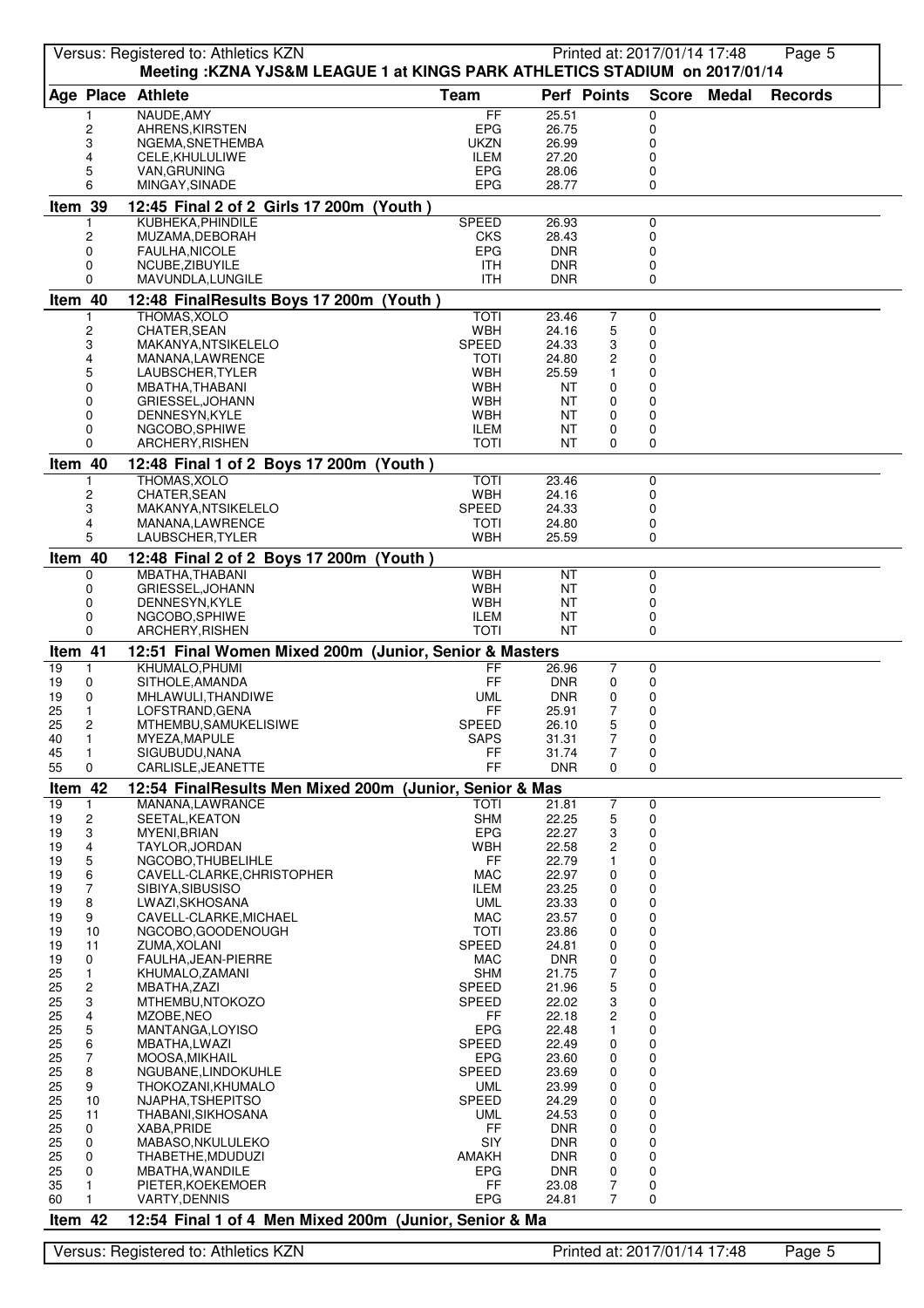Meeting :KZNA YJS&M LEAGUE 1 at KINGS PARK ATHLETICS STADIUM on 2017/01/14

| Age | Place | Athlete | Team | Perf | Points | Score | Medal | Records |
|---|---|---|---|---|---|---|---|---|
| | 1 | NAUDE,AMY | FF | 25.51 | | 0 | | |
| | 2 | AHRENS,KIRSTEN | EPG | 26.75 | | 0 | | |
| | 3 | NGEMA,SNETHEMBA | UKZN | 26.99 | | 0 | | |
| | 4 | CELE,KHULULIWE | ILEM | 27.20 | | 0 | | |
| | 5 | VAN,GRUNING | EPG | 28.06 | | 0 | | |
| | 6 | MINGAY,SINADE | EPG | 28.77 | | 0 | | |

## Item 39 12:45 Final 2 of 2 Girls 17 200m (Youth )

| Age | Place | Athlete | Team | Perf | Points | Score | Medal | Records |
|---|---|---|---|---|---|---|---|---|
| | 1 | KUBHEKA,PHINDILE | SPEED | 26.93 | | 0 | | |
| | 2 | MUZAMA,DEBORAH | CKS | 28.43 | | 0 | | |
| | 0 | FAULHA,NICOLE | EPG | DNR | | 0 | | |
| | 0 | NCUBE,ZIBUYILE | ITH | DNR | | 0 | | |
| | 0 | MAVUNDLA,LUNGILE | ITH | DNR | | 0 | | |

## Item 40 12:48 FinalResults Boys 17 200m (Youth )

| Age | Place | Athlete | Team | Perf | Points | Score | Medal | Records |
|---|---|---|---|---|---|---|---|---|
| | 1 | THOMAS,XOLO | TOTI | 23.46 | 7 | 0 | | |
| | 2 | CHATER,SEAN | WBH | 24.16 | 5 | 0 | | |
| | 3 | MAKANYA,NTSIKELELO | SPEED | 24.33 | 3 | 0 | | |
| | 4 | MANANA,LAWRENCE | TOTI | 24.80 | 2 | 0 | | |
| | 5 | LAUBSCHER,TYLER | WBH | 25.59 | 1 | 0 | | |
| | 0 | MBATHA,THABANI | WBH | NT | 0 | 0 | | |
| | 0 | GRIESSEL,JOHANN | WBH | NT | 0 | 0 | | |
| | 0 | DENNESYN,KYLE | WBH | NT | 0 | 0 | | |
| | 0 | NGCOBO,SPHIWE | ILEM | NT | 0 | 0 | | |
| | 0 | ARCHERY,RISHEN | TOTI | NT | 0 | 0 | | |

## Item 40 12:48 Final 1 of 2 Boys 17 200m (Youth )

| Age | Place | Athlete | Team | Perf | Points | Score | Medal | Records |
|---|---|---|---|---|---|---|---|---|
| | 1 | THOMAS,XOLO | TOTI | 23.46 | | 0 | | |
| | 2 | CHATER,SEAN | WBH | 24.16 | | 0 | | |
| | 3 | MAKANYA,NTSIKELELO | SPEED | 24.33 | | 0 | | |
| | 4 | MANANA,LAWRENCE | TOTI | 24.80 | | 0 | | |
| | 5 | LAUBSCHER,TYLER | WBH | 25.59 | | 0 | | |

## Item 40 12:48 Final 2 of 2 Boys 17 200m (Youth )

| Age | Place | Athlete | Team | Perf | Points | Score | Medal | Records |
|---|---|---|---|---|---|---|---|---|
| | 0 | MBATHA,THABANI | WBH | NT | | 0 | | |
| | 0 | GRIESSEL,JOHANN | WBH | NT | | 0 | | |
| | 0 | DENNESYN,KYLE | WBH | NT | | 0 | | |
| | 0 | NGCOBO,SPHIWE | ILEM | NT | | 0 | | |
| | 0 | ARCHERY,RISHEN | TOTI | NT | | 0 | | |

## Item 41 12:51 Final Women Mixed 200m (Junior, Senior & Masters

| Age | Place | Athlete | Team | Perf | Points | Score | Medal | Records |
|---|---|---|---|---|---|---|---|---|
| 19 | 1 | KHUMALO,PHUMI | FF | 26.96 | 7 | 0 | | |
| 19 | 0 | SITHOLE,AMANDA | FF | DNR | 0 | 0 | | |
| 19 | 0 | MHLAWULI,THANDIWE | UML | DNR | 0 | 0 | | |
| 25 | 1 | LOFSTRAND,GENA | FF | 25.91 | 7 | 0 | | |
| 25 | 2 | MTHEMBU,SAMUKELISIWE | SPEED | 26.10 | 5 | 0 | | |
| 40 | 1 | MYEZA,MAPULE | SAPS | 31.31 | 7 | 0 | | |
| 45 | 1 | SIGUBUDU,NANA | FF | 31.74 | 7 | 0 | | |
| 55 | 0 | CARLISLE,JEANETTE | FF | DNR | 0 | 0 | | |

## Item 42 12:54 FinalResults Men Mixed 200m (Junior, Senior & Mas

| Age | Place | Athlete | Team | Perf | Points | Score | Medal | Records |
|---|---|---|---|---|---|---|---|---|
| 19 | 1 | MANANA,LAWRANCE | TOTI | 21.81 | 7 | 0 | | |
| 19 | 2 | SEETAL,KEATON | SHM | 22.25 | 5 | 0 | | |
| 19 | 3 | MYENI,BRIAN | EPG | 22.27 | 3 | 0 | | |
| 19 | 4 | TAYLOR,JORDAN | WBH | 22.58 | 2 | 0 | | |
| 19 | 5 | NGCOBO,THUBELIHLE | FF | 22.79 | 1 | 0 | | |
| 19 | 6 | CAVELL-CLARKE,CHRISTOPHER | MAC | 22.97 | 0 | 0 | | |
| 19 | 7 | SIBIYA,SIBUSISO | ILEM | 23.25 | 0 | 0 | | |
| 19 | 8 | LWAZI,SKHOSANA | UML | 23.33 | 0 | 0 | | |
| 19 | 9 | CAVELL-CLARKE,MICHAEL | MAC | 23.57 | 0 | 0 | | |
| 19 | 10 | NGCOBO,GOODENOUGH | TOTI | 23.86 | 0 | 0 | | |
| 19 | 11 | ZUMA,XOLANI | SPEED | 24.81 | 0 | 0 | | |
| 19 | 0 | FAULHA,JEAN-PIERRE | MAC | DNR | 0 | 0 | | |
| 25 | 1 | KHUMALO,ZAMANI | SHM | 21.75 | 7 | 0 | | |
| 25 | 2 | MBATHA,ZAZI | SPEED | 21.96 | 5 | 0 | | |
| 25 | 3 | MTHEMBU,NTOKOZO | SPEED | 22.02 | 3 | 0 | | |
| 25 | 4 | MZOBE,NEO | FF | 22.18 | 2 | 0 | | |
| 25 | 5 | MANTANGA,LOYISO | EPG | 22.48 | 1 | 0 | | |
| 25 | 6 | MBATHA,LWAZI | SPEED | 22.49 | 0 | 0 | | |
| 25 | 7 | MOOSA,MIKHAIL | EPG | 23.60 | 0 | 0 | | |
| 25 | 8 | NGUBANE,LINDOKUHLE | SPEED | 23.69 | 0 | 0 | | |
| 25 | 9 | THOKOZANI,KHUMALO | UML | 23.99 | 0 | 0 | | |
| 25 | 10 | NJAPHA,TSHEPITSO | SPEED | 24.29 | 0 | 0 | | |
| 25 | 11 | THABANI,SIKHOSANA | UML | 24.53 | 0 | 0 | | |
| 25 | 0 | XABA,PRIDE | FF | DNR | 0 | 0 | | |
| 25 | 0 | MABASO,NKULULEKO | SIY | DNR | 0 | 0 | | |
| 25 | 0 | THABETHE,MDUDUZI | AMAKH | DNR | 0 | 0 | | |
| 25 | 0 | MBATHA,WANDILE | EPG | DNR | 0 | 0 | | |
| 35 | 1 | PIETER,KOEKEMOER | FF | 23.08 | 7 | 0 | | |
| 60 | 1 | VARTY,DENNIS | EPG | 24.81 | 7 | 0 | | |

## Item 42 12:54 Final 1 of 4 Men Mixed 200m (Junior, Senior & Ma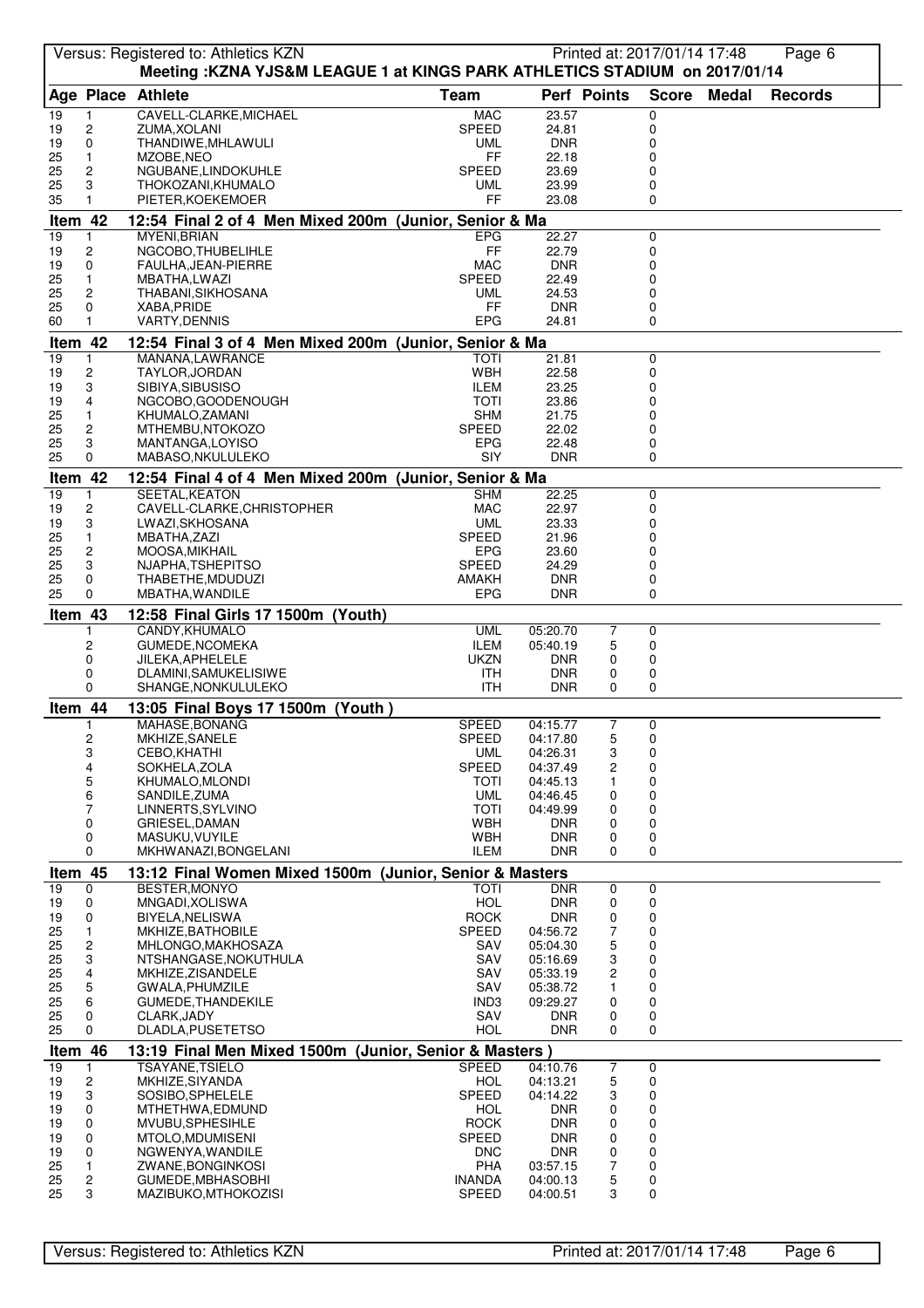Versus: Registered to: Athletics KZN

**Meeting :KZNA YJS&M LEAGUE 1 at KINGS PARK ATHLETICS STADIUM on 2017/01/14**

| Age | Place | Athlete | Team | Perf | Points | Score | Medal | Records |
|---|---|---|---|---|---|---|---|---|
| 19 | 1 | CAVELL-CLARKE,MICHAEL | MAC | 23.57 | | 0 | | |
| 19 | 2 | ZUMA,XOLANI | SPEED | 24.81 | | 0 | | |
| 19 | 0 | THANDIWE,MHLAWULI | UML | DNR | | 0 | | |
| 25 | 1 | MZOBE,NEO | FF | 22.18 | | 0 | | |
| 25 | 2 | NGUBANE,LINDOKUHLE | SPEED | 23.69 | | 0 | | |
| 25 | 3 | THOKOZANI,KHUMALO | UML | 23.99 | | 0 | | |
| 35 | 1 | PIETER,KOEKEMOER | FF | 23.08 | | 0 | | |

**Item 42 — 12:54 Final 2 of 4 Men Mixed 200m (Junior, Senior & Ma**

| Age | Place | Athlete | Team | Perf | Points | Score | Medal | Records |
|---|---|---|---|---|---|---|---|---|
| 19 | 1 | MYENI,BRIAN | EPG | 22.27 | | 0 | | |
| 19 | 2 | NGCOBO,THUBELIHLE | FF | 22.79 | | 0 | | |
| 19 | 0 | FAULHA,JEAN-PIERRE | MAC | DNR | | 0 | | |
| 25 | 1 | MBATHA,LWAZI | SPEED | 22.49 | | 0 | | |
| 25 | 2 | THABANI,SIKHOSANA | UML | 24.53 | | 0 | | |
| 25 | 0 | XABA,PRIDE | FF | DNR | | 0 | | |
| 60 | 1 | VARTY,DENNIS | EPG | 24.81 | | 0 | | |

**Item 42 — 12:54 Final 3 of 4 Men Mixed 200m (Junior, Senior & Ma**

| Age | Place | Athlete | Team | Perf | Points | Score | Medal | Records |
|---|---|---|---|---|---|---|---|---|
| 19 | 1 | MANANA,LAWRANCE | TOTI | 21.81 | | 0 | | |
| 19 | 2 | TAYLOR,JORDAN | WBH | 22.58 | | 0 | | |
| 19 | 3 | SIBIYA,SIBUSISO | ILEM | 23.25 | | 0 | | |
| 19 | 4 | NGCOBO,GOODENOUGH | TOTI | 23.86 | | 0 | | |
| 25 | 1 | KHUMALO,ZAMANI | SHM | 21.75 | | 0 | | |
| 25 | 2 | MTHEMBU,NTOKOZO | SPEED | 22.02 | | 0 | | |
| 25 | 3 | MANTANGA,LOYISO | EPG | 22.48 | | 0 | | |
| 25 | 0 | MABASO,NKULULEKO | SIY | DNR | | 0 | | |

**Item 42 — 12:54 Final 4 of 4 Men Mixed 200m (Junior, Senior & Ma**

| Age | Place | Athlete | Team | Perf | Points | Score | Medal | Records |
|---|---|---|---|---|---|---|---|---|
| 19 | 1 | SEETAL,KEATON | SHM | 22.25 | | 0 | | |
| 19 | 2 | CAVELL-CLARKE,CHRISTOPHER | MAC | 22.97 | | 0 | | |
| 19 | 3 | LWAZI,SKHOSANA | UML | 23.33 | | 0 | | |
| 25 | 1 | MBATHA,ZAZI | SPEED | 21.96 | | 0 | | |
| 25 | 2 | MOOSA,MIKHAIL | EPG | 23.60 | | 0 | | |
| 25 | 3 | NJAPHA,TSHEPITSO | SPEED | 24.29 | | 0 | | |
| 25 | 0 | THABETHE,MDUDUZI | AMAKH | DNR | | 0 | | |
| 25 | 0 | MBATHA,WANDILE | EPG | DNR | | 0 | | |

**Item 43 — 12:58 Final Girls 17 1500m (Youth)**

| Age | Place | Athlete | Team | Perf | Points | Score | Medal | Records |
|---|---|---|---|---|---|---|---|---|
| | 1 | CANDY,KHUMALO | UML | 05:20.70 | 7 | 0 | | |
| | 2 | GUMEDE,NCOMEKA | ILEM | 05:40.19 | 5 | 0 | | |
| | 0 | JILEKA,APHELELE | UKZN | DNR | 0 | 0 | | |
| | 0 | DLAMINI,SAMUKELISIWE | ITH | DNR | 0 | 0 | | |
| | 0 | SHANGE,NONKULULEKO | ITH | DNR | 0 | 0 | | |

**Item 44 — 13:05 Final Boys 17 1500m (Youth )**

| Age | Place | Athlete | Team | Perf | Points | Score | Medal | Records |
|---|---|---|---|---|---|---|---|---|
| | 1 | MAHASE,BONANG | SPEED | 04:15.77 | 7 | 0 | | |
| | 2 | MKHIZE,SANELE | SPEED | 04:17.80 | 5 | 0 | | |
| | 3 | CEBO,KHATHI | UML | 04:26.31 | 3 | 0 | | |
| | 4 | SOKHELA,ZOLA | SPEED | 04:37.49 | 2 | 0 | | |
| | 5 | KHUMALO,MLONDI | TOTI | 04:45.13 | 1 | 0 | | |
| | 6 | SANDILE,ZUMA | UML | 04:46.45 | 0 | 0 | | |
| | 7 | LINNERTS,SYLVINO | TOTI | 04:49.99 | 0 | 0 | | |
| | 0 | GRIESEL,DAMAN | WBH | DNR | 0 | 0 | | |
| | 0 | MASUKU,VUYILE | WBH | DNR | 0 | 0 | | |
| | 0 | MKHWANAZI,BONGELANI | ILEM | DNR | 0 | 0 | | |

**Item 45 — 13:12 Final Women Mixed 1500m (Junior, Senior & Masters**

| Age | Place | Athlete | Team | Perf | Points | Score | Medal | Records |
|---|---|---|---|---|---|---|---|---|
| 19 | 0 | BESTER,MONYO | TOTI | DNR | 0 | 0 | | |
| 19 | 0 | MNGADI,XOLISWA | HOL | DNR | 0 | 0 | | |
| 19 | 0 | BIYELA,NELISWA | ROCK | DNR | 0 | 0 | | |
| 25 | 1 | MKHIZE,BATHOBILE | SPEED | 04:56.72 | 7 | 0 | | |
| 25 | 2 | MHLONGO,MAKHOSAZA | SAV | 05:04.30 | 5 | 0 | | |
| 25 | 3 | NTSHANGASE,NOKUTHULA | SAV | 05:16.69 | 3 | 0 | | |
| 25 | 4 | MKHIZE,ZISANDELE | SAV | 05:33.19 | 2 | 0 | | |
| 25 | 5 | GWALA,PHUMZILE | SAV | 05:38.72 | 1 | 0 | | |
| 25 | 6 | GUMEDE,THANDEKILE | IND3 | 09:29.27 | 0 | 0 | | |
| 25 | 0 | CLARK,JADY | SAV | DNR | 0 | 0 | | |
| 25 | 0 | DLADLA,PUSETETSO | HOL | DNR | 0 | 0 | | |

**Item 46 — 13:19 Final Men Mixed 1500m (Junior, Senior & Masters )**

| Age | Place | Athlete | Team | Perf | Points | Score | Medal | Records |
|---|---|---|---|---|---|---|---|---|
| 19 | 1 | TSAYANE,TSIELO | SPEED | 04:10.76 | 7 | 0 | | |
| 19 | 2 | MKHIZE,SIYANDA | HOL | 04:13.21 | 5 | 0 | | |
| 19 | 3 | SOSIBO,SPHELELE | SPEED | 04:14.22 | 3 | 0 | | |
| 19 | 0 | MTHETHWA,EDMUND | HOL | DNR | 0 | 0 | | |
| 19 | 0 | MVUBU,SPHESIHLE | ROCK | DNR | 0 | 0 | | |
| 19 | 0 | MTOLO,MDUMISENI | SPEED | DNR | 0 | 0 | | |
| 19 | 0 | NGWENYA,WANDILE | DNC | DNR | 0 | 0 | | |
| 25 | 1 | ZWANE,BONGINKOSI | PHA | 03:57.15 | 7 | 0 | | |
| 25 | 2 | GUMEDE,MBHASOBHI | INANDA | 04:00.13 | 5 | 0 | | |
| 25 | 3 | MAZIBUKO,MTHOKOZISI | SPEED | 04:00.51 | 3 | 0 | | |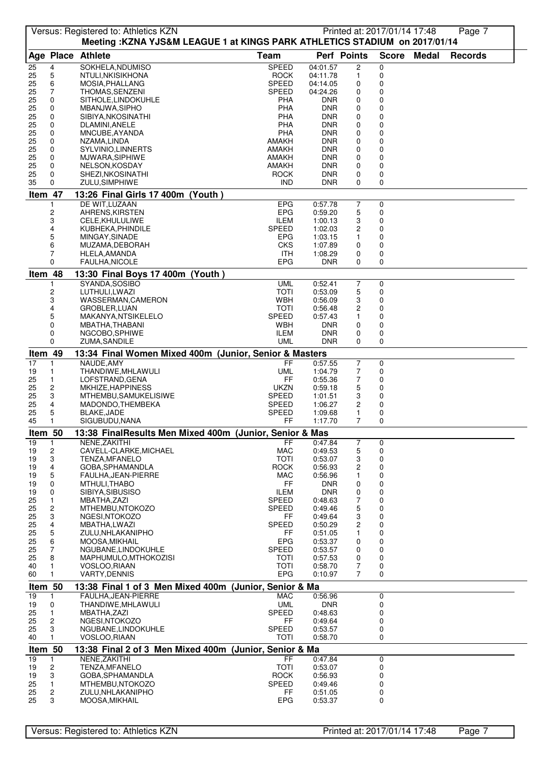Versus: Registered to: Athletics KZN

**Meeting :KZNA YJS&M LEAGUE 1 at KINGS PARK ATHLETICS STADIUM on 2017/01/14**

| Age | Place | Athlete | Team | Perf | Points | Score | Medal | Records |
|---|---|---|---|---|---|---|---|---|
| 25 | 4 | SOKHELA,NDUMISO | SPEED | 04:01.57 | 2 | 0 | | |
| 25 | 5 | NTULI,NKISIKHONA | ROCK | 04:11.78 | 1 | 0 | | |
| 25 | 6 | MOSIA,PHALLANG | SPEED | 04:14.05 | 0 | 0 | | |
| 25 | 7 | THOMAS,SENZENI | SPEED | 04:24.26 | 0 | 0 | | |
| 25 | 0 | SITHOLE,LINDOKUHLE | PHA | DNR | 0 | 0 | | |
| 25 | 0 | MBANJWA,SIPHO | PHA | DNR | 0 | 0 | | |
| 25 | 0 | SIBIYA,NKOSINATHI | PHA | DNR | 0 | 0 | | |
| 25 | 0 | DLAMINI,ANELE | PHA | DNR | 0 | 0 | | |
| 25 | 0 | MNCUBE,AYANDA | PHA | DNR | 0 | 0 | | |
| 25 | 0 | NZAMA,LINDA | AMAKH | DNR | 0 | 0 | | |
| 25 | 0 | SYLVINIO,LINNERTS | AMAKH | DNR | 0 | 0 | | |
| 25 | 0 | MJWARA,SIPHIWE | AMAKH | DNR | 0 | 0 | | |
| 25 | 0 | NELSON,KOSDAY | AMAKH | DNR | 0 | 0 | | |
| 25 | 0 | SHEZI,NKOSINATHI | ROCK | DNR | 0 | 0 | | |
| 35 | 0 | ZULU,SIMPHIWE | IND | DNR | 0 | 0 | | |

**Item 47 — 13:26 Final Girls 17 400m (Youth )**

| Age | Place | Athlete | Team | Perf | Points | Score | Medal | Records |
|---|---|---|---|---|---|---|---|---|
| | 1 | DE WIT,LUZAAN | EPG | 0:57.78 | 7 | 0 | | |
| | 2 | AHRENS,KIRSTEN | EPG | 0:59.20 | 5 | 0 | | |
| | 3 | CELE,KHULULIWE | ILEM | 1:00.13 | 3 | 0 | | |
| | 4 | KUBHEKA,PHINDILE | SPEED | 1:02.03 | 2 | 0 | | |
| | 5 | MINGAY,SINADE | EPG | 1:03.15 | 1 | 0 | | |
| | 6 | MUZAMA,DEBORAH | CKS | 1:07.89 | 0 | 0 | | |
| | 7 | HLELA,AMANDA | ITH | 1:08.29 | 0 | 0 | | |
| | 0 | FAULHA,NICOLE | EPG | DNR | 0 | 0 | | |

**Item 48 — 13:30 Final Boys 17 400m (Youth )**

| Age | Place | Athlete | Team | Perf | Points | Score | Medal | Records |
|---|---|---|---|---|---|---|---|---|
| | 1 | SYANDA,SOSIBO | UML | 0:52.41 | 7 | 0 | | |
| | 2 | LUTHULI,LWAZI | TOTI | 0:53.09 | 5 | 0 | | |
| | 3 | WASSERMAN,CAMERON | WBH | 0:56.09 | 3 | 0 | | |
| | 4 | GROBLER,LUAN | TOTI | 0:56.48 | 2 | 0 | | |
| | 5 | MAKANYA,NTSIKELELO | SPEED | 0:57.43 | 1 | 0 | | |
| | 0 | MBATHA,THABANI | WBH | DNR | 0 | 0 | | |
| | 0 | NGCOBO,SPHIWE | ILEM | DNR | 0 | 0 | | |
| | 0 | ZUMA,SANDILE | UML | DNR | 0 | 0 | | |

**Item 49 — 13:34 Final Women Mixed 400m (Junior, Senior & Masters**

| Age | Place | Athlete | Team | Perf | Points | Score | Medal | Records |
|---|---|---|---|---|---|---|---|---|
| 17 | 1 | NAUDE,AMY | FF | 0:57.55 | 7 | 0 | | |
| 19 | 1 | THANDIWE,MHLAWULI | UML | 1:04.79 | 7 | 0 | | |
| 25 | 1 | LOFSTRAND,GENA | FF | 0:55.36 | 7 | 0 | | |
| 25 | 2 | MKHIZE,HAPPINESS | UKZN | 0:59.18 | 5 | 0 | | |
| 25 | 3 | MTHEMBU,SAMUKELISIWE | SPEED | 1:01.51 | 3 | 0 | | |
| 25 | 4 | MADONDO,THEMBEKA | SPEED | 1:06.27 | 2 | 0 | | |
| 25 | 5 | BLAKE,JADE | SPEED | 1:09.68 | 1 | 0 | | |
| 45 | 1 | SIGUBUDU,NANA | FF | 1:17.70 | 7 | 0 | | |

**Item 50 — 13:38 FinalResults Men Mixed 400m (Junior, Senior & Mas**

| Age | Place | Athlete | Team | Perf | Points | Score | Medal | Records |
|---|---|---|---|---|---|---|---|---|
| 19 | 1 | NENE,ZAKITHI | FF | 0:47.84 | 7 | 0 | | |
| 19 | 2 | CAVELL-CLARKE,MICHAEL | MAC | 0:49.53 | 5 | 0 | | |
| 19 | 3 | TENZA,MFANELO | TOTI | 0:53.07 | 3 | 0 | | |
| 19 | 4 | GOBA,SPHAMANDLA | ROCK | 0:56.93 | 2 | 0 | | |
| 19 | 5 | FAULHA,JEAN-PIERRE | MAC | 0:56.96 | 1 | 0 | | |
| 19 | 0 | MTHULI,THABO | FF | DNR | 0 | 0 | | |
| 19 | 0 | SIBIYA,SIBUSISO | ILEM | DNR | 0 | 0 | | |
| 25 | 1 | MBATHA,ZAZI | SPEED | 0:48.63 | 7 | 0 | | |
| 25 | 2 | MTHEMBU,NTOKOZO | SPEED | 0:49.46 | 5 | 0 | | |
| 25 | 3 | NGESI,NTOKOZO | FF | 0:49.64 | 3 | 0 | | |
| 25 | 4 | MBATHA,LWAZI | SPEED | 0:50.29 | 2 | 0 | | |
| 25 | 5 | ZULU,NHLAKANIPHO | FF | 0:51.05 | 1 | 0 | | |
| 25 | 6 | MOOSA,MIKHAIL | EPG | 0:53.37 | 0 | 0 | | |
| 25 | 7 | NGUBANE,LINDOKUHLE | SPEED | 0:53.57 | 0 | 0 | | |
| 25 | 8 | MAPHUMULO,MTHOKOZISI | TOTI | 0:57.53 | 0 | 0 | | |
| 40 | 1 | VOSLOO,RIAAN | TOTI | 0:58.70 | 7 | 0 | | |
| 60 | 1 | VARTY,DENNIS | EPG | 0:10.97 | 7 | 0 | | |

**Item 50 — 13:38 Final 1 of 3 Men Mixed 400m (Junior, Senior & Ma**

| Age | Place | Athlete | Team | Perf | Points | Score | Medal | Records |
|---|---|---|---|---|---|---|---|---|
| 19 | 1 | FAULHA,JEAN-PIERRE | MAC | 0:56.96 | | 0 | | |
| 19 | 0 | THANDIWE,MHLAWULI | UML | DNR | | 0 | | |
| 25 | 1 | MBATHA,ZAZI | SPEED | 0:48.63 | | 0 | | |
| 25 | 2 | NGESI,NTOKOZO | FF | 0:49.64 | | 0 | | |
| 25 | 3 | NGUBANE,LINDOKUHLE | SPEED | 0:53.57 | | 0 | | |
| 40 | 1 | VOSLOO,RIAAN | TOTI | 0:58.70 | | 0 | | |

**Item 50 — 13:38 Final 2 of 3 Men Mixed 400m (Junior, Senior & Ma**

| Age | Place | Athlete | Team | Perf | Points | Score | Medal | Records |
|---|---|---|---|---|---|---|---|---|
| 19 | 1 | NENE,ZAKITHI | FF | 0:47.84 | | 0 | | |
| 19 | 2 | TENZA,MFANELO | TOTI | 0:53.07 | | 0 | | |
| 19 | 3 | GOBA,SPHAMANDLA | ROCK | 0:56.93 | | 0 | | |
| 25 | 1 | MTHEMBU,NTOKOZO | SPEED | 0:49.46 | | 0 | | |
| 25 | 2 | ZULU,NHLAKANIPHO | FF | 0:51.05 | | 0 | | |
| 25 | 3 | MOOSA,MIKHAIL | EPG | 0:53.37 | | 0 | | |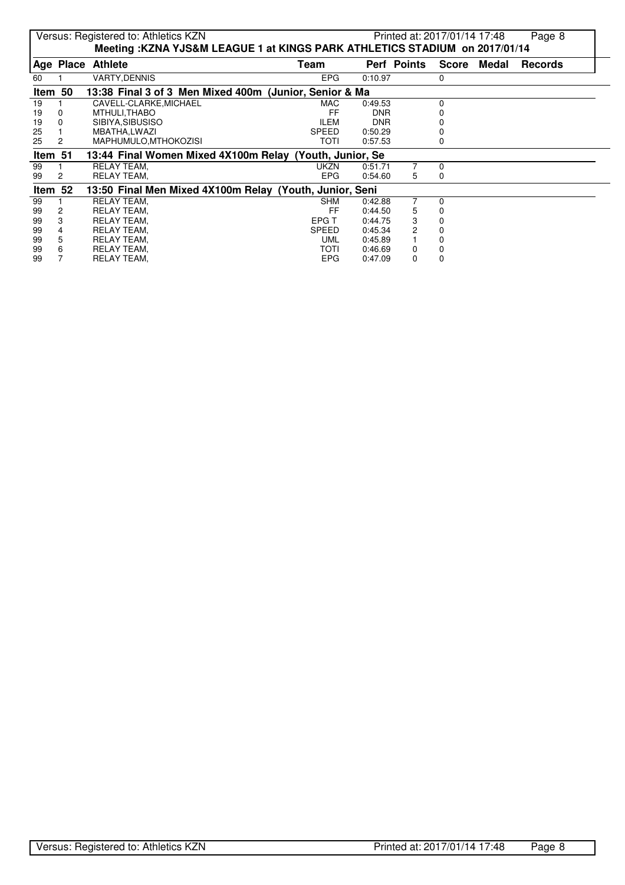**Meeting :KZNA YJS&M LEAGUE 1 at KINGS PARK ATHLETICS STADIUM on 2017/01/14**

| Age | Place | Athlete | Team | Perf | Points | Score | Medal | Records |
|---|---|---|---|---|---|---|---|---|
| 60 | 1 | VARTY,DENNIS | EPG | 0:10.97 | | 0 | | |
| **Item 50** | | **13:38 Final 3 of 3 Men Mixed 400m (Junior, Senior & Ma** | | | | | | |
| 19 | 1 | CAVELL-CLARKE,MICHAEL | MAC | 0:49.53 | | 0 | | |
| 19 | 0 | MTHULI,THABO | FF | DNR | | 0 | | |
| 19 | 0 | SIBIYA,SIBUSISO | ILEM | DNR | | 0 | | |
| 25 | 1 | MBATHA,LWAZI | SPEED | 0:50.29 | | 0 | | |
| 25 | 2 | MAPHUMULO,MTHOKOZISI | TOTI | 0:57.53 | | 0 | | |
| **Item 51** | | **13:44 Final Women Mixed 4X100m Relay (Youth, Junior, Se** | | | | | | |
| 99 | 1 | RELAY TEAM, | UKZN | 0:51.71 | 7 | 0 | | |
| 99 | 2 | RELAY TEAM, | EPG | 0:54.60 | 5 | 0 | | |
| **Item 52** | | **13:50 Final Men Mixed 4X100m Relay (Youth, Junior, Seni** | | | | | | |
| 99 | 1 | RELAY TEAM, | SHM | 0:42.88 | 7 | 0 | | |
| 99 | 2 | RELAY TEAM, | FF | 0:44.50 | 5 | 0 | | |
| 99 | 3 | RELAY TEAM, | EPG T | 0:44.75 | 3 | 0 | | |
| 99 | 4 | RELAY TEAM, | SPEED | 0:45.34 | 2 | 0 | | |
| 99 | 5 | RELAY TEAM, | UML | 0:45.89 | 1 | 0 | | |
| 99 | 6 | RELAY TEAM, | TOTI | 0:46.69 | 0 | 0 | | |
| 99 | 7 | RELAY TEAM, | EPG | 0:47.09 | 0 | 0 | | |